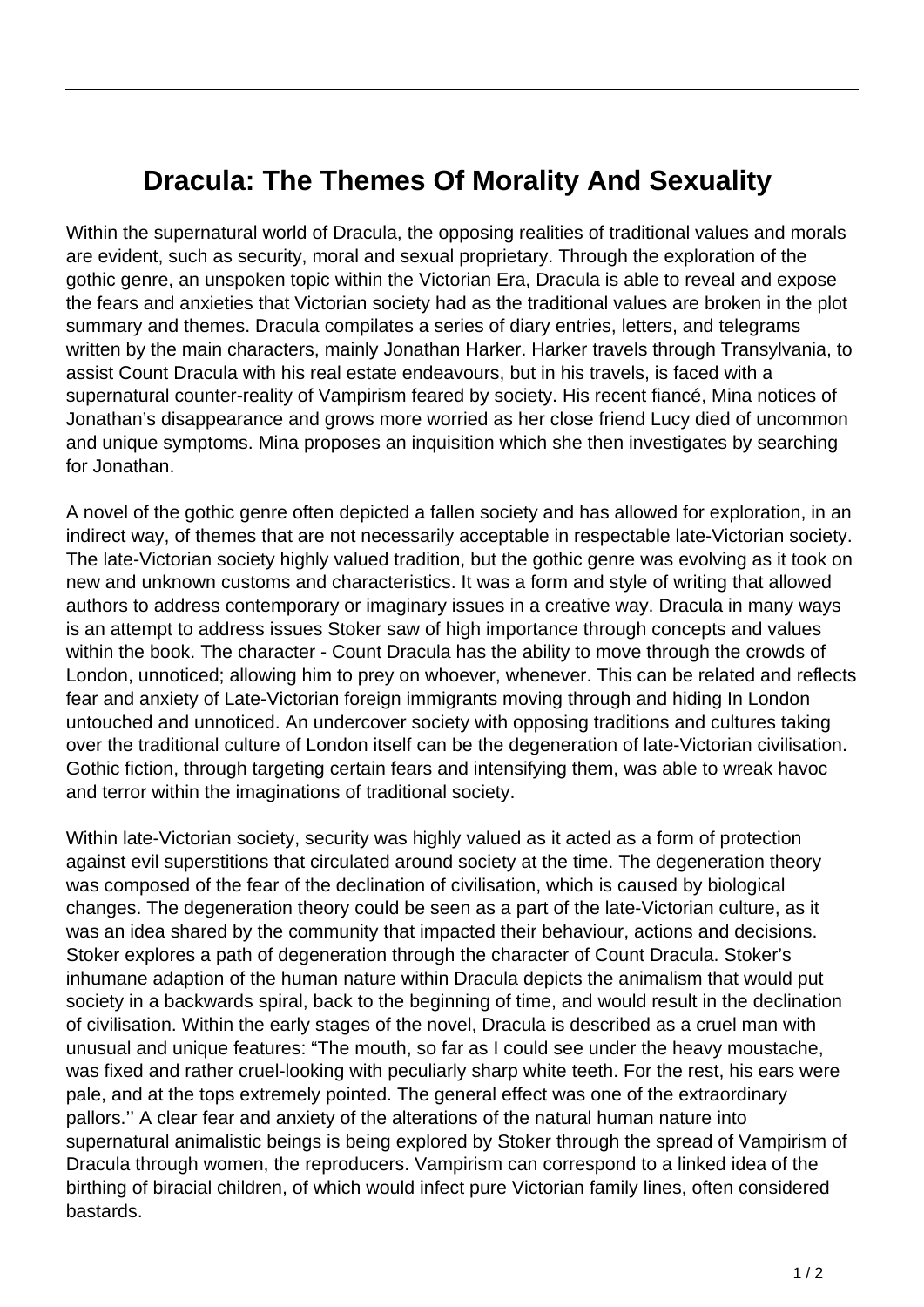# Dracula: The Themes Of Morality And Sexuality

Within the supernatural world of Dracula, the opposing realities of traditional values and morals are evident, such as security, moral and sexual proprietary. Through the exploration of the gothic genre, an unspoken topic within the Victorian Era, Dracula is able to reveal and expose the fears and anxieties that Victorian society had as the traditional values are broken in the plot summary and themes. Dracula compilates a series of diary entries, letters, and telegrams written by the main characters, mainly Jonathan Harker. Harker travels through Transylvania, to assist Count Dracula with his real estate endeavours, but in his travels, is faced with a supernatural counter-reality of Vampirism feared by society. His recent fiancé, Mina notices of Jonathan's disappearance and grows more worried as her close friend Lucy died of uncommon and unique symptoms. Mina proposes an inquisition which she then investigates by searching for Jonathan.

A novel of the gothic genre often depicted a fallen society and has allowed for exploration, in an indirect way, of themes that are not necessarily acceptable in respectable late-Victorian society. The late-Victorian society highly valued tradition, but the gothic genre was evolving as it took on new and unknown customs and characteristics. It was a form and style of writing that allowed authors to address contemporary or imaginary issues in a creative way. Dracula in many ways is an attempt to address issues Stoker saw of high importance through concepts and values within the book. The character - Count Dracula has the ability to move through the crowds of London, unnoticed; allowing him to prey on whoever, whenever. This can be related and reflects fear and anxiety of Late-Victorian foreign immigrants moving through and hiding In London untouched and unnoticed. An undercover society with opposing traditions and cultures taking over the traditional culture of London itself can be the degeneration of late-Victorian civilisation. Gothic fiction, through targeting certain fears and intensifying them, was able to wreak havoc and terror within the imaginations of traditional society.

Within late-Victorian society, security was highly valued as it acted as a form of protection against evil superstitions that circulated around society at the time. The degeneration theory was composed of the fear of the declination of civilisation, which is caused by biological changes. The degeneration theory could be seen as a part of the late-Victorian culture, as it was an idea shared by the community that impacted their behaviour, actions and decisions. Stoker explores a path of degeneration through the character of Count Dracula. Stoker's inhumane adaption of the human nature within Dracula depicts the animalism that would put society in a backwards spiral, back to the beginning of time, and would result in the declination of civilisation. Within the early stages of the novel, Dracula is described as a cruel man with unusual and unique features: "The mouth, so far as I could see under the heavy moustache, was fixed and rather cruel-looking with peculiarly sharp white teeth. For the rest, his ears were pale, and at the tops extremely pointed. The general effect was one of the extraordinary pallors.'' A clear fear and anxiety of the alterations of the natural human nature into supernatural animalistic beings is being explored by Stoker through the spread of Vampirism of Dracula through women, the reproducers. Vampirism can correspond to a linked idea of the birthing of biracial children, of which would infect pure Victorian family lines, often considered bastards.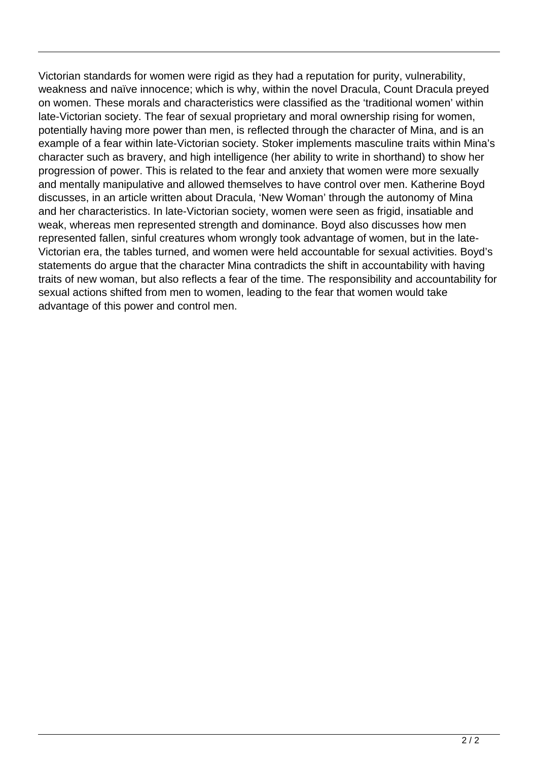Victorian standards for women were rigid as they had a reputation for purity, vulnerability, weakness and naïve innocence; which is why, within the novel Dracula, Count Dracula preyed on women. These morals and characteristics were classified as the 'traditional women' within late-Victorian society. The fear of sexual proprietary and moral ownership rising for women, potentially having more power than men, is reflected through the character of Mina, and is an example of a fear within late-Victorian society. Stoker implements masculine traits within Mina's character such as bravery, and high intelligence (her ability to write in shorthand) to show her progression of power. This is related to the fear and anxiety that women were more sexually and mentally manipulative and allowed themselves to have control over men. Katherine Boyd discusses, in an article written about Dracula, 'New Woman' through the autonomy of Mina and her characteristics. In late-Victorian society, women were seen as frigid, insatiable and weak, whereas men represented strength and dominance. Boyd also discusses how men represented fallen, sinful creatures whom wrongly took advantage of women, but in the late-Victorian era, the tables turned, and women were held accountable for sexual activities. Boyd's statements do argue that the character Mina contradicts the shift in accountability with having traits of new woman, but also reflects a fear of the time. The responsibility and accountability for sexual actions shifted from men to women, leading to the fear that women would take advantage of this power and control men.